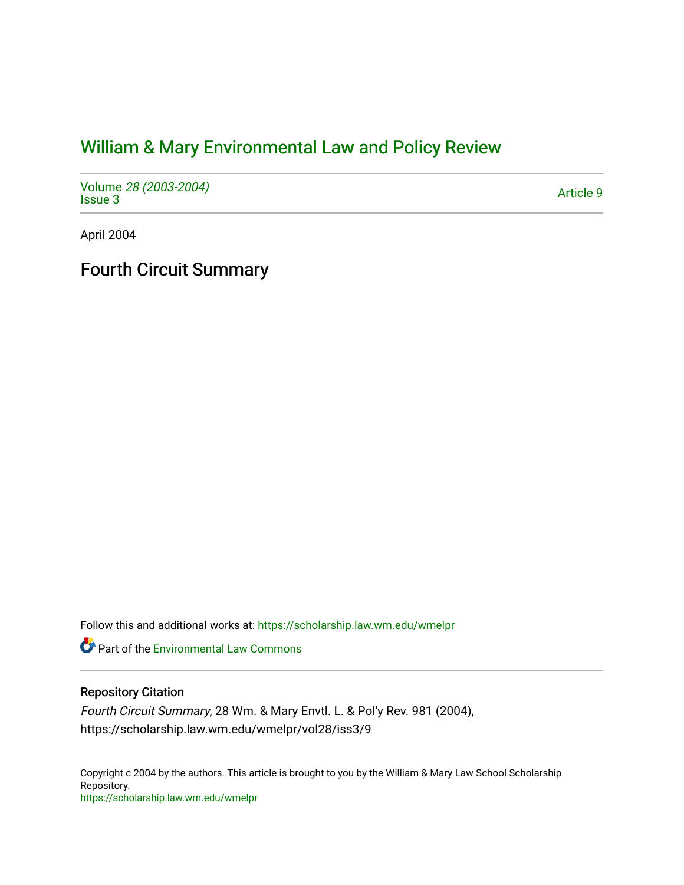# William & Mary Environmental Law and Policy Review

Volume *28 (2003-2004)*
Issue 3

Article 9

April 2004

## Fourth Circuit Summary

Follow this and additional works at: https://scholarship.law.wm.edu/wmelpr

Part of the Environmental Law Commons

### Repository Citation

*Fourth Circuit Summary*, 28 Wm. & Mary Envtl. L. & Pol'y Rev. 981 (2004), https://scholarship.law.wm.edu/wmelpr/vol28/iss3/9

Copyright c 2004 by the authors. This article is brought to you by the William & Mary Law School Scholarship Repository.
https://scholarship.law.wm.edu/wmelpr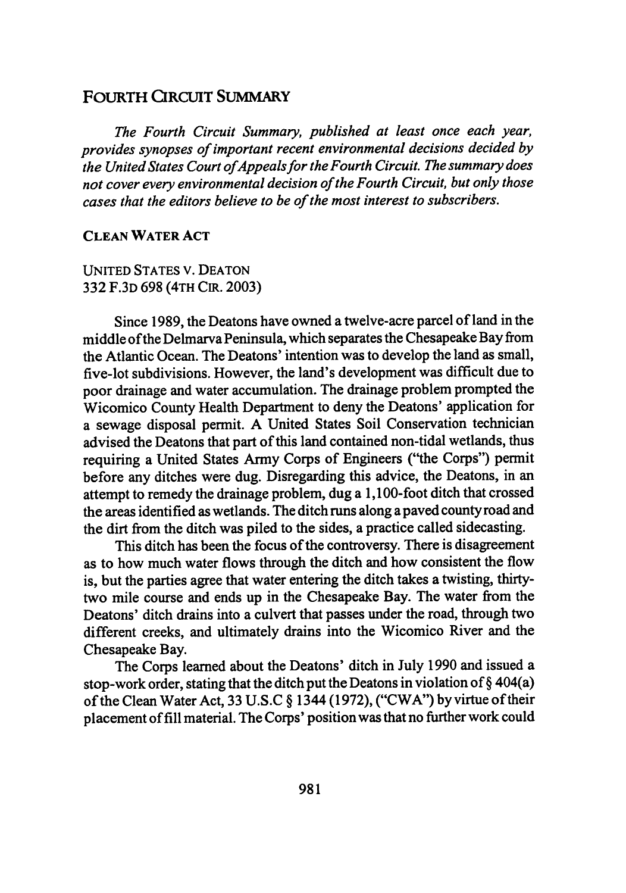## FOURTH CIRCUIT SUMMARY

*The Fourth Circuit Summary, published at least once each year, provides synopses of important recent environmental decisions decided by the United States Court of Appeals for the Fourth Circuit. The summary does not cover every environmental decision of the Fourth Circuit, but only those cases that the editors believe to be of the most interest to subscribers.*

### CLEAN WATER ACT

UNITED STATES V. DEATON
332 F.3D 698 (4TH CIR. 2003)

Since 1989, the Deatons have owned a twelve-acre parcel of land in the middle of the Delmarva Peninsula, which separates the Chesapeake Bay from the Atlantic Ocean. The Deatons' intention was to develop the land as small, five-lot subdivisions. However, the land's development was difficult due to poor drainage and water accumulation. The drainage problem prompted the Wicomico County Health Department to deny the Deatons' application for a sewage disposal permit. A United States Soil Conservation technician advised the Deatons that part of this land contained non-tidal wetlands, thus requiring a United States Army Corps of Engineers ("the Corps") permit before any ditches were dug. Disregarding this advice, the Deatons, in an attempt to remedy the drainage problem, dug a 1,100-foot ditch that crossed the areas identified as wetlands. The ditch runs along a paved county road and the dirt from the ditch was piled to the sides, a practice called sidecasting.

This ditch has been the focus of the controversy. There is disagreement as to how much water flows through the ditch and how consistent the flow is, but the parties agree that water entering the ditch takes a twisting, thirty-two mile course and ends up in the Chesapeake Bay. The water from the Deatons' ditch drains into a culvert that passes under the road, through two different creeks, and ultimately drains into the Wicomico River and the Chesapeake Bay.

The Corps learned about the Deatons' ditch in July 1990 and issued a stop-work order, stating that the ditch put the Deatons in violation of § 404(a) of the Clean Water Act, 33 U.S.C § 1344 (1972), ("CWA") by virtue of their placement of fill material. The Corps' position was that no further work could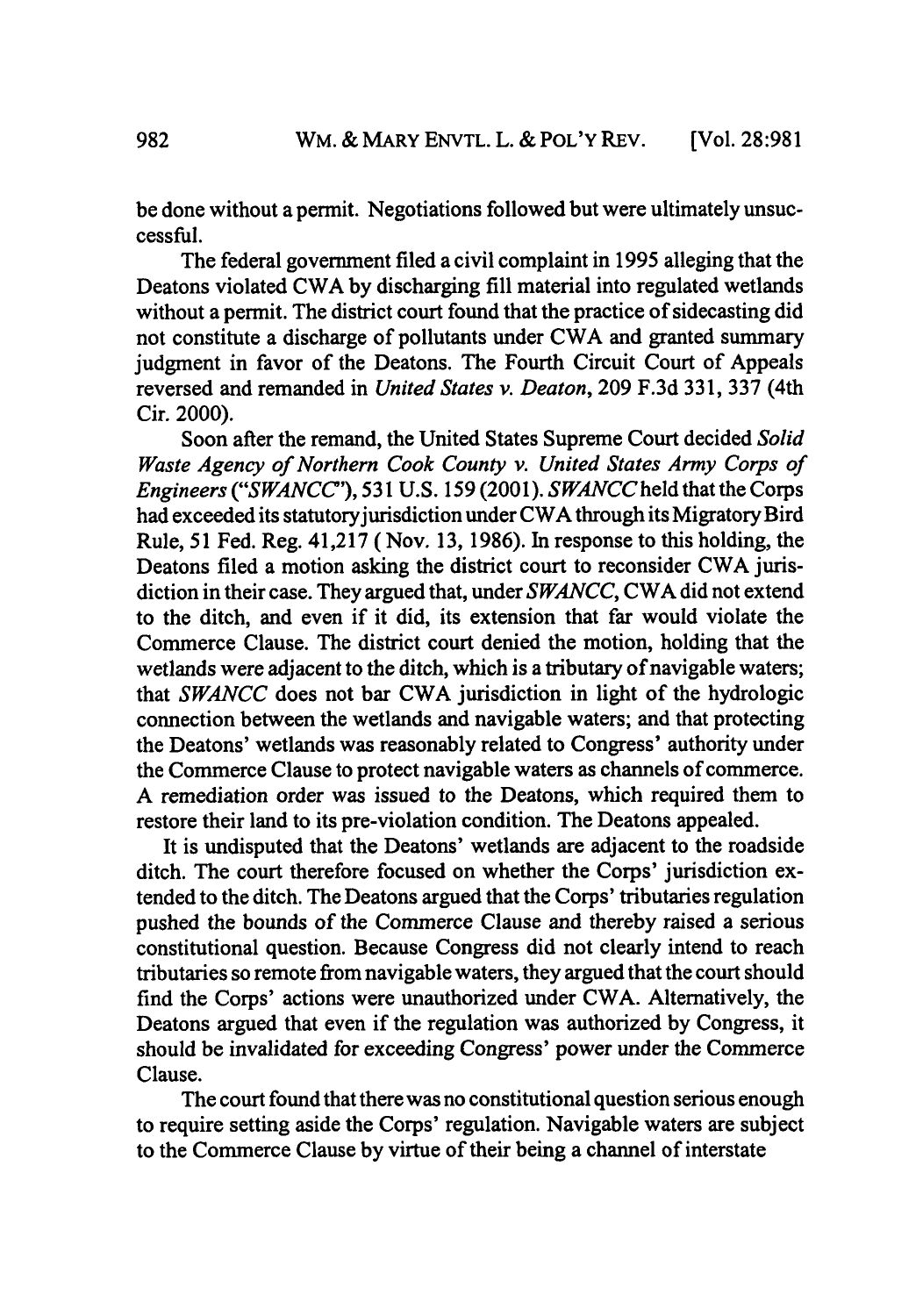be done without a permit. Negotiations followed but were ultimately unsuccessful.

The federal government filed a civil complaint in 1995 alleging that the Deatons violated CWA by discharging fill material into regulated wetlands without a permit. The district court found that the practice of sidecasting did not constitute a discharge of pollutants under CWA and granted summary judgment in favor of the Deatons. The Fourth Circuit Court of Appeals reversed and remanded in *United States v. Deaton*, 209 F.3d 331, 337 (4th Cir. 2000).

Soon after the remand, the United States Supreme Court decided *Solid Waste Agency of Northern Cook County v. United States Army Corps of Engineers* ("*SWANCC*"), 531 U.S. 159 (2001). *SWANCC* held that the Corps had exceeded its statutory jurisdiction under CWA through its Migratory Bird Rule, 51 Fed. Reg. 41,217 ( Nov. 13, 1986). In response to this holding, the Deatons filed a motion asking the district court to reconsider CWA jurisdiction in their case. They argued that, under *SWANCC*, CWA did not extend to the ditch, and even if it did, its extension that far would violate the Commerce Clause. The district court denied the motion, holding that the wetlands were adjacent to the ditch, which is a tributary of navigable waters; that *SWANCC* does not bar CWA jurisdiction in light of the hydrologic connection between the wetlands and navigable waters; and that protecting the Deatons' wetlands was reasonably related to Congress' authority under the Commerce Clause to protect navigable waters as channels of commerce. A remediation order was issued to the Deatons, which required them to restore their land to its pre-violation condition. The Deatons appealed.

It is undisputed that the Deatons' wetlands are adjacent to the roadside ditch. The court therefore focused on whether the Corps' jurisdiction extended to the ditch. The Deatons argued that the Corps' tributaries regulation pushed the bounds of the Commerce Clause and thereby raised a serious constitutional question. Because Congress did not clearly intend to reach tributaries so remote from navigable waters, they argued that the court should find the Corps' actions were unauthorized under CWA. Alternatively, the Deatons argued that even if the regulation was authorized by Congress, it should be invalidated for exceeding Congress' power under the Commerce Clause.

The court found that there was no constitutional question serious enough to require setting aside the Corps' regulation. Navigable waters are subject to the Commerce Clause by virtue of their being a channel of interstate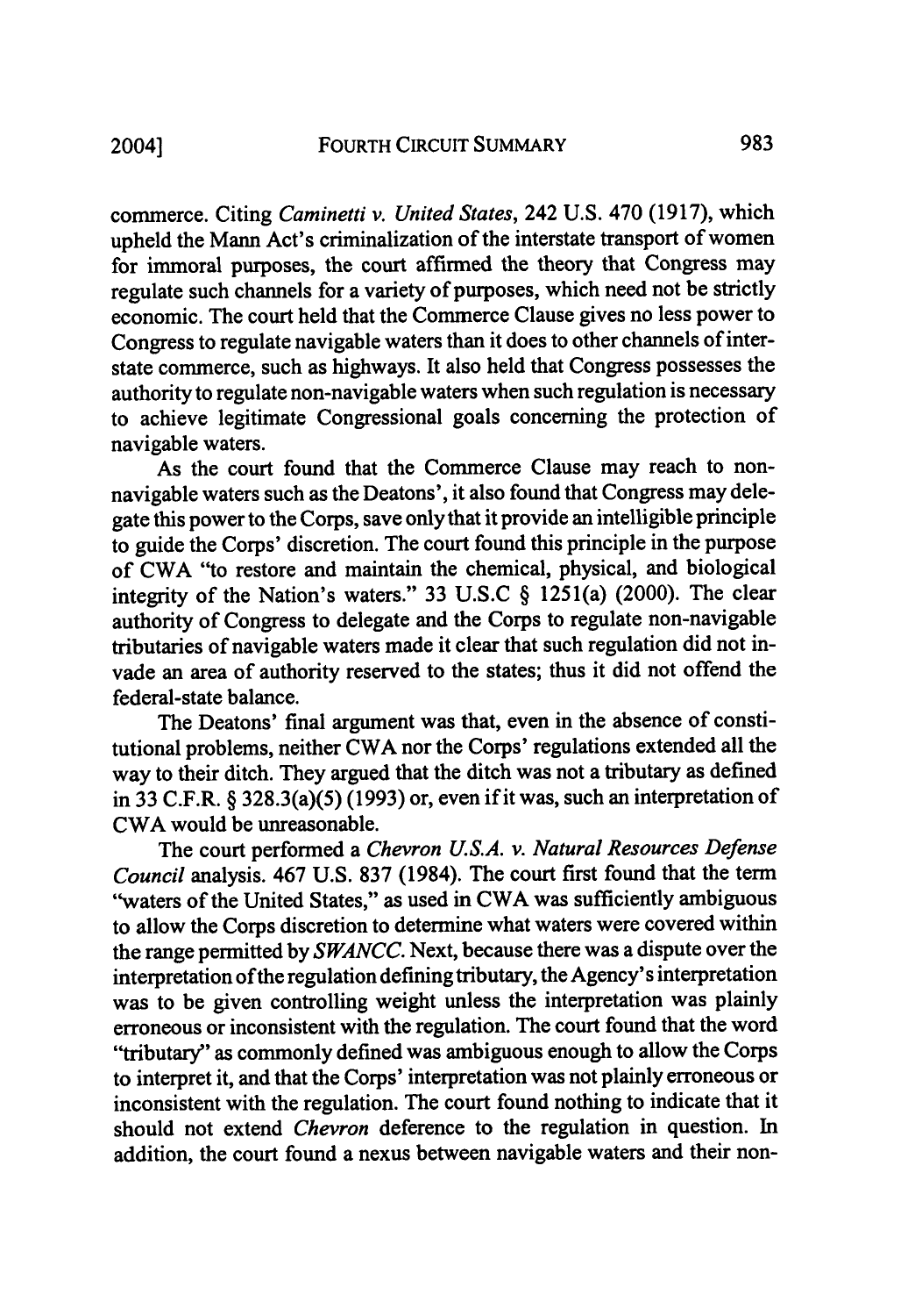commerce. Citing *Caminetti v. United States*, 242 U.S. 470 (1917), which upheld the Mann Act's criminalization of the interstate transport of women for immoral purposes, the court affirmed the theory that Congress may regulate such channels for a variety of purposes, which need not be strictly economic. The court held that the Commerce Clause gives no less power to Congress to regulate navigable waters than it does to other channels of interstate commerce, such as highways. It also held that Congress possesses the authority to regulate non-navigable waters when such regulation is necessary to achieve legitimate Congressional goals concerning the protection of navigable waters.

As the court found that the Commerce Clause may reach to non-navigable waters such as the Deatons', it also found that Congress may delegate this power to the Corps, save only that it provide an intelligible principle to guide the Corps' discretion. The court found this principle in the purpose of CWA "to restore and maintain the chemical, physical, and biological integrity of the Nation's waters." 33 U.S.C § 1251(a) (2000). The clear authority of Congress to delegate and the Corps to regulate non-navigable tributaries of navigable waters made it clear that such regulation did not invade an area of authority reserved to the states; thus it did not offend the federal-state balance.

The Deatons' final argument was that, even in the absence of constitutional problems, neither CWA nor the Corps' regulations extended all the way to their ditch. They argued that the ditch was not a tributary as defined in 33 C.F.R. § 328.3(a)(5) (1993) or, even if it was, such an interpretation of CWA would be unreasonable.

The court performed a *Chevron U.S.A. v. Natural Resources Defense Council* analysis. 467 U.S. 837 (1984). The court first found that the term "waters of the United States," as used in CWA was sufficiently ambiguous to allow the Corps discretion to determine what waters were covered within the range permitted by *SWANCC*. Next, because there was a dispute over the interpretation of the regulation defining tributary, the Agency's interpretation was to be given controlling weight unless the interpretation was plainly erroneous or inconsistent with the regulation. The court found that the word "tributary" as commonly defined was ambiguous enough to allow the Corps to interpret it, and that the Corps' interpretation was not plainly erroneous or inconsistent with the regulation. The court found nothing to indicate that it should not extend *Chevron* deference to the regulation in question. In addition, the court found a nexus between navigable waters and their non-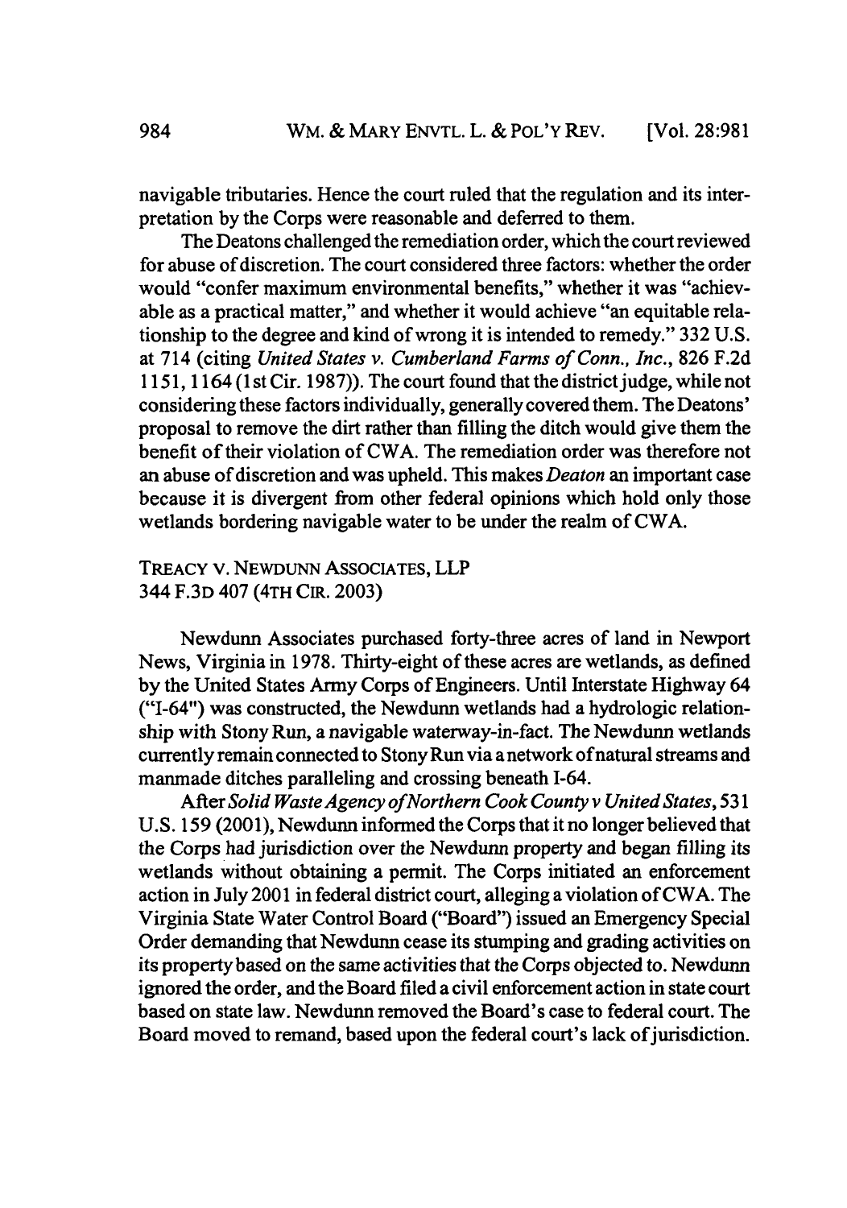navigable tributaries. Hence the court ruled that the regulation and its interpretation by the Corps were reasonable and deferred to them.

The Deatons challenged the remediation order, which the court reviewed for abuse of discretion. The court considered three factors: whether the order would "confer maximum environmental benefits," whether it was "achievable as a practical matter," and whether it would achieve "an equitable relationship to the degree and kind of wrong it is intended to remedy." 332 U.S. at 714 (citing *United States v. Cumberland Farms of Conn., Inc.*, 826 F.2d 1151, 1164 (1st Cir. 1987)). The court found that the district judge, while not considering these factors individually, generally covered them. The Deatons' proposal to remove the dirt rather than filling the ditch would give them the benefit of their violation of CWA. The remediation order was therefore not an abuse of discretion and was upheld. This makes *Deaton* an important case because it is divergent from other federal opinions which hold only those wetlands bordering navigable water to be under the realm of CWA.

### TREACY V. NEWDUNN ASSOCIATES, LLP
### 344 F.3D 407 (4TH CIR. 2003)

Newdunn Associates purchased forty-three acres of land in Newport News, Virginia in 1978. Thirty-eight of these acres are wetlands, as defined by the United States Army Corps of Engineers. Until Interstate Highway 64 ("I-64") was constructed, the Newdunn wetlands had a hydrologic relationship with Stony Run, a navigable waterway-in-fact. The Newdunn wetlands currently remain connected to Stony Run via a network of natural streams and manmade ditches paralleling and crossing beneath I-64.

After *Solid Waste Agency of Northern Cook County v United States*, 531 U.S. 159 (2001), Newdunn informed the Corps that it no longer believed that the Corps had jurisdiction over the Newdunn property and began filling its wetlands without obtaining a permit. The Corps initiated an enforcement action in July 2001 in federal district court, alleging a violation of CWA. The Virginia State Water Control Board ("Board") issued an Emergency Special Order demanding that Newdunn cease its stumping and grading activities on its property based on the same activities that the Corps objected to. Newdunn ignored the order, and the Board filed a civil enforcement action in state court based on state law. Newdunn removed the Board's case to federal court. The Board moved to remand, based upon the federal court's lack of jurisdiction.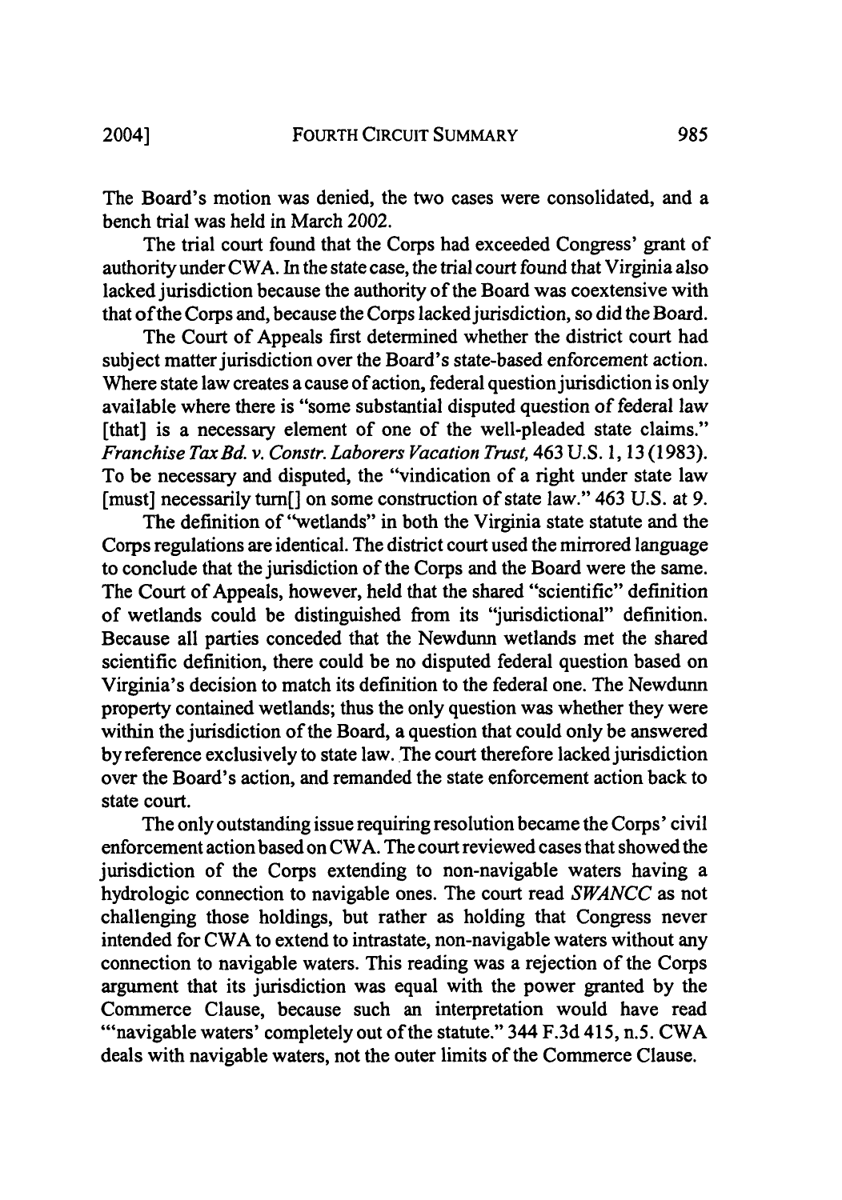The Board's motion was denied, the two cases were consolidated, and a bench trial was held in March 2002.

The trial court found that the Corps had exceeded Congress' grant of authority under CWA. In the state case, the trial court found that Virginia also lacked jurisdiction because the authority of the Board was coextensive with that of the Corps and, because the Corps lacked jurisdiction, so did the Board.

The Court of Appeals first determined whether the district court had subject matter jurisdiction over the Board's state-based enforcement action. Where state law creates a cause of action, federal question jurisdiction is only available where there is "some substantial disputed question of federal law [that] is a necessary element of one of the well-pleaded state claims." *Franchise Tax Bd. v. Constr. Laborers Vacation Trust,* 463 U.S. 1, 13 (1983). To be necessary and disputed, the "vindication of a right under state law [must] necessarily turn[] on some construction of state law." 463 U.S. at 9.

The definition of "wetlands" in both the Virginia state statute and the Corps regulations are identical. The district court used the mirrored language to conclude that the jurisdiction of the Corps and the Board were the same. The Court of Appeals, however, held that the shared "scientific" definition of wetlands could be distinguished from its "jurisdictional" definition. Because all parties conceded that the Newdunn wetlands met the shared scientific definition, there could be no disputed federal question based on Virginia's decision to match its definition to the federal one. The Newdunn property contained wetlands; thus the only question was whether they were within the jurisdiction of the Board, a question that could only be answered by reference exclusively to state law. The court therefore lacked jurisdiction over the Board's action, and remanded the state enforcement action back to state court.

The only outstanding issue requiring resolution became the Corps' civil enforcement action based on CWA. The court reviewed cases that showed the jurisdiction of the Corps extending to non-navigable waters having a hydrologic connection to navigable ones. The court read *SWANCC* as not challenging those holdings, but rather as holding that Congress never intended for CWA to extend to intrastate, non-navigable waters without any connection to navigable waters. This reading was a rejection of the Corps argument that its jurisdiction was equal with the power granted by the Commerce Clause, because such an interpretation would have read "'navigable waters' completely out of the statute." 344 F.3d 415, n.5. CWA deals with navigable waters, not the outer limits of the Commerce Clause.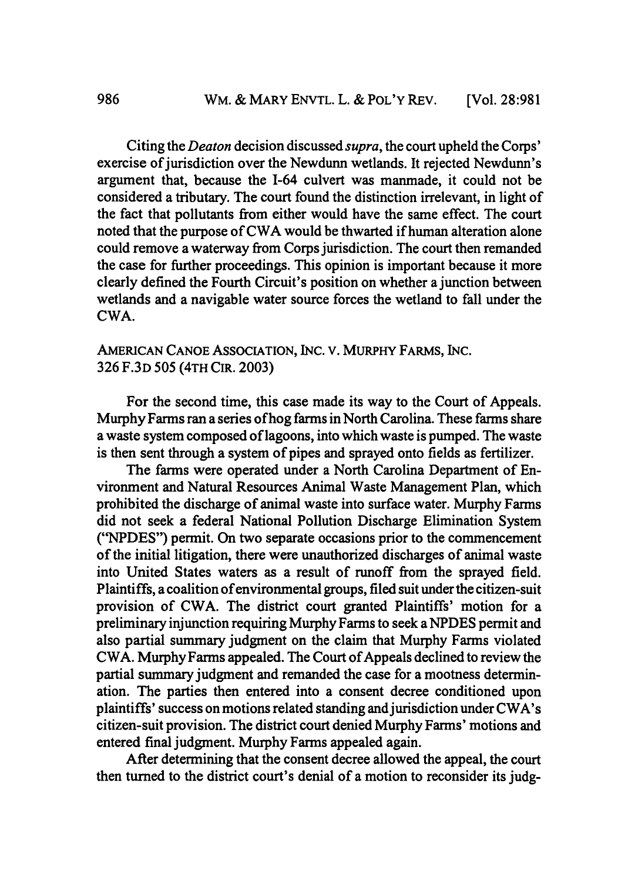Citing the *Deaton* decision discussed *supra*, the court upheld the Corps' exercise of jurisdiction over the Newdunn wetlands. It rejected Newdunn's argument that, because the I-64 culvert was manmade, it could not be considered a tributary. The court found the distinction irrelevant, in light of the fact that pollutants from either would have the same effect. The court noted that the purpose of CWA would be thwarted if human alteration alone could remove a waterway from Corps jurisdiction. The court then remanded the case for further proceedings. This opinion is important because it more clearly defined the Fourth Circuit's position on whether a junction between wetlands and a navigable water source forces the wetland to fall under the CWA.

AMERICAN CANOE ASSOCIATION, INC. V. MURPHY FARMS, INC.
326 F.3D 505 (4TH CIR. 2003)

For the second time, this case made its way to the Court of Appeals. Murphy Farms ran a series of hog farms in North Carolina. These farms share a waste system composed of lagoons, into which waste is pumped. The waste is then sent through a system of pipes and sprayed onto fields as fertilizer.

The farms were operated under a North Carolina Department of Environment and Natural Resources Animal Waste Management Plan, which prohibited the discharge of animal waste into surface water. Murphy Farms did not seek a federal National Pollution Discharge Elimination System ("NPDES") permit. On two separate occasions prior to the commencement of the initial litigation, there were unauthorized discharges of animal waste into United States waters as a result of runoff from the sprayed field. Plaintiffs, a coalition of environmental groups, filed suit under the citizen-suit provision of CWA. The district court granted Plaintiffs' motion for a preliminary injunction requiring Murphy Farms to seek a NPDES permit and also partial summary judgment on the claim that Murphy Farms violated CWA. Murphy Farms appealed. The Court of Appeals declined to review the partial summary judgment and remanded the case for a mootness determination. The parties then entered into a consent decree conditioned upon plaintiffs' success on motions related standing and jurisdiction under CWA's citizen-suit provision. The district court denied Murphy Farms' motions and entered final judgment. Murphy Farms appealed again.

After determining that the consent decree allowed the appeal, the court then turned to the district court's denial of a motion to reconsider its judg-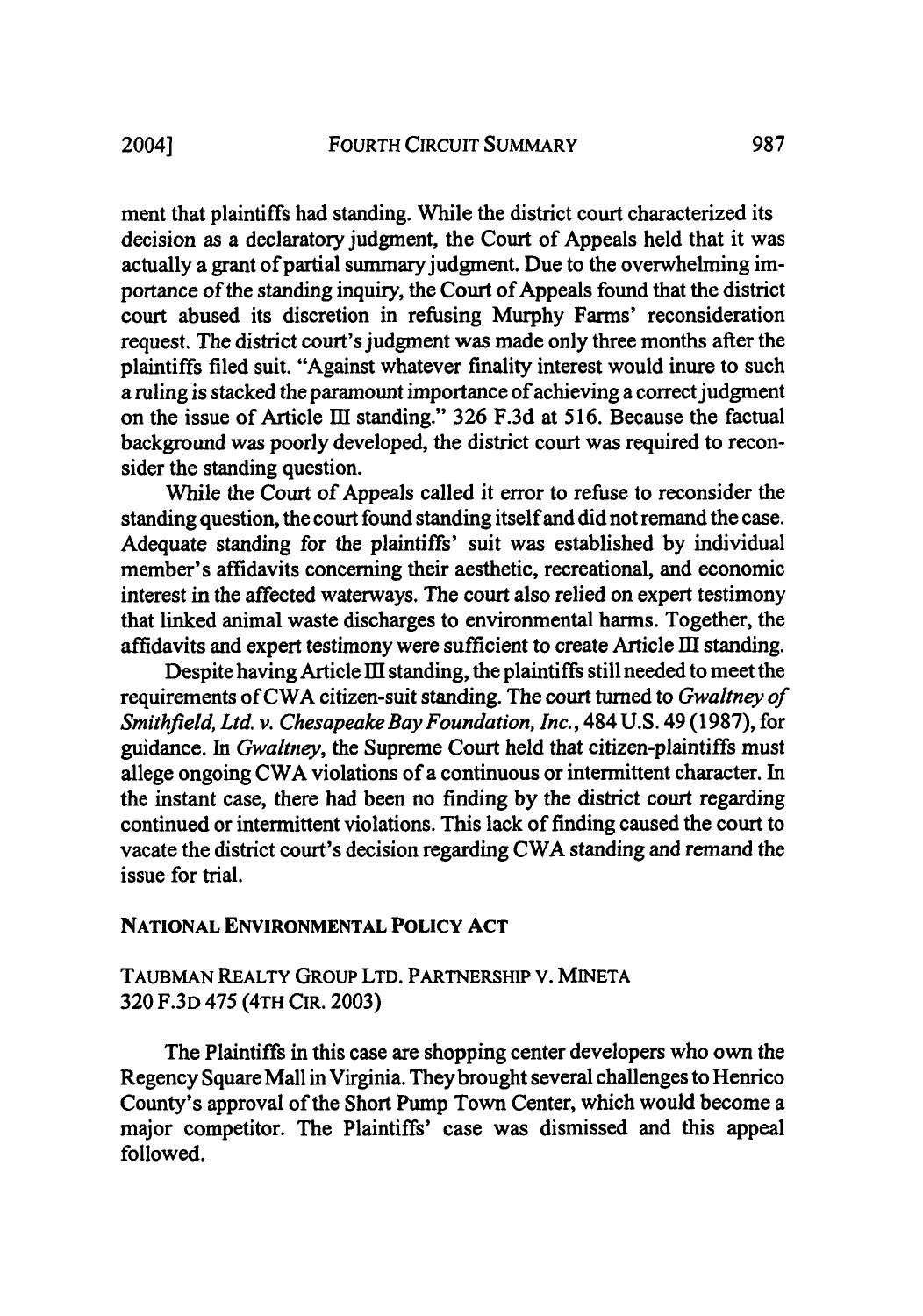ment that plaintiffs had standing. While the district court characterized its decision as a declaratory judgment, the Court of Appeals held that it was actually a grant of partial summary judgment. Due to the overwhelming importance of the standing inquiry, the Court of Appeals found that the district court abused its discretion in refusing Murphy Farms' reconsideration request. The district court's judgment was made only three months after the plaintiffs filed suit. "Against whatever finality interest would inure to such a ruling is stacked the paramount importance of achieving a correct judgment on the issue of Article III standing." 326 F.3d at 516. Because the factual background was poorly developed, the district court was required to reconsider the standing question.

While the Court of Appeals called it error to refuse to reconsider the standing question, the court found standing itself and did not remand the case. Adequate standing for the plaintiffs' suit was established by individual member's affidavits concerning their aesthetic, recreational, and economic interest in the affected waterways. The court also relied on expert testimony that linked animal waste discharges to environmental harms. Together, the affidavits and expert testimony were sufficient to create Article III standing.

Despite having Article III standing, the plaintiffs still needed to meet the requirements of CWA citizen-suit standing. The court turned to *Gwaltney of Smithfield, Ltd. v. Chesapeake Bay Foundation, Inc.*, 484 U.S. 49 (1987), for guidance. In *Gwaltney*, the Supreme Court held that citizen-plaintiffs must allege ongoing CWA violations of a continuous or intermittent character. In the instant case, there had been no finding by the district court regarding continued or intermittent violations. This lack of finding caused the court to vacate the district court's decision regarding CWA standing and remand the issue for trial.

## NATIONAL ENVIRONMENTAL POLICY ACT

### TAUBMAN REALTY GROUP LTD. PARTNERSHIP V. MINETA
### 320 F.3D 475 (4TH CIR. 2003)

The Plaintiffs in this case are shopping center developers who own the Regency Square Mall in Virginia. They brought several challenges to Henrico County's approval of the Short Pump Town Center, which would become a major competitor. The Plaintiffs' case was dismissed and this appeal followed.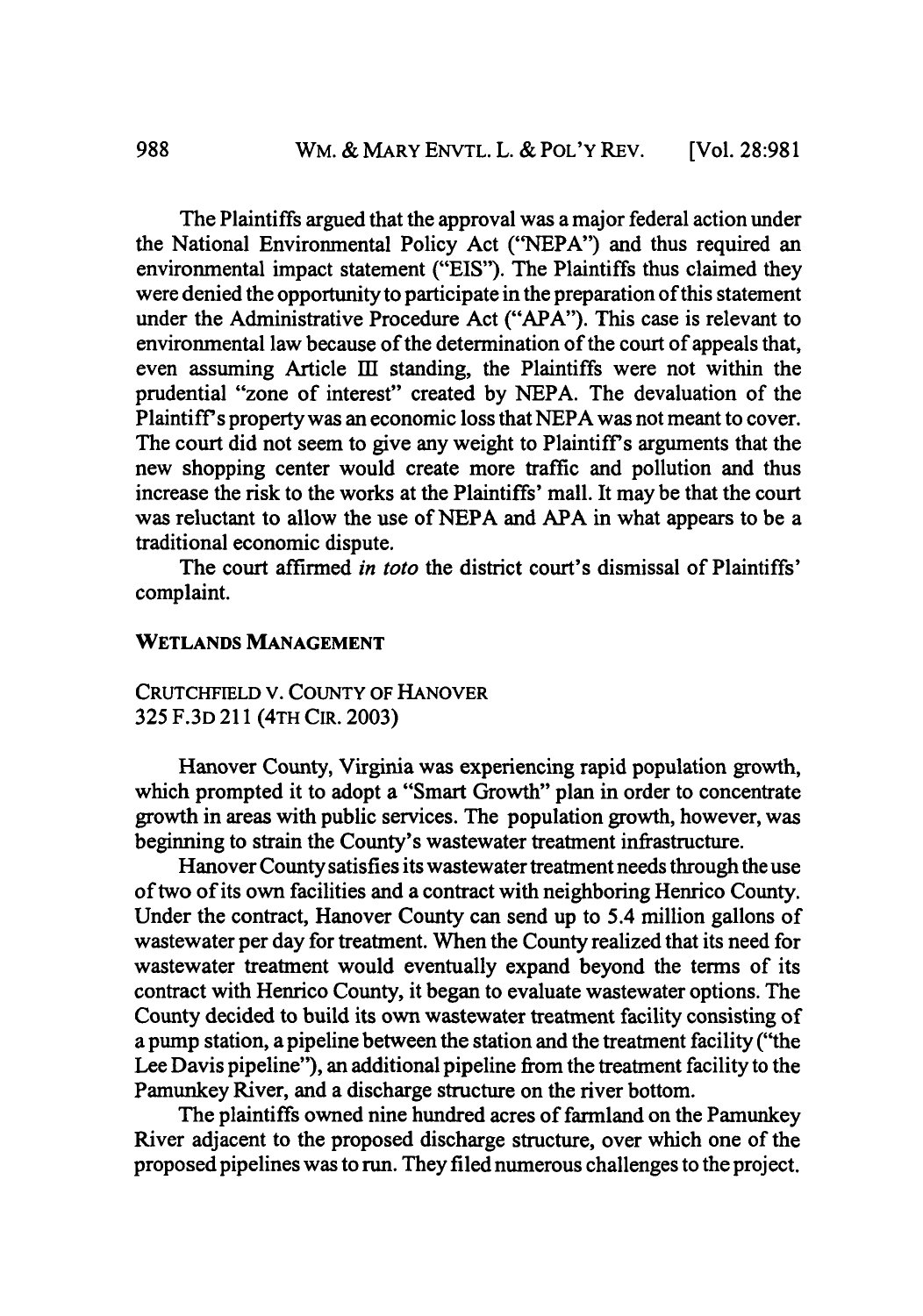The Plaintiffs argued that the approval was a major federal action under the National Environmental Policy Act ("NEPA") and thus required an environmental impact statement ("EIS"). The Plaintiffs thus claimed they were denied the opportunity to participate in the preparation of this statement under the Administrative Procedure Act ("APA"). This case is relevant to environmental law because of the determination of the court of appeals that, even assuming Article III standing, the Plaintiffs were not within the prudential "zone of interest" created by NEPA. The devaluation of the Plaintiff's property was an economic loss that NEPA was not meant to cover. The court did not seem to give any weight to Plaintiff's arguments that the new shopping center would create more traffic and pollution and thus increase the risk to the works at the Plaintiffs' mall. It may be that the court was reluctant to allow the use of NEPA and APA in what appears to be a traditional economic dispute.

The court affirmed *in toto* the district court's dismissal of Plaintiffs' complaint.

## WETLANDS MANAGEMENT

### CRUTCHFIELD V. COUNTY OF HANOVER
### 325 F.3D 211 (4TH CIR. 2003)

Hanover County, Virginia was experiencing rapid population growth, which prompted it to adopt a "Smart Growth" plan in order to concentrate growth in areas with public services. The population growth, however, was beginning to strain the County's wastewater treatment infrastructure.

Hanover County satisfies its wastewater treatment needs through the use of two of its own facilities and a contract with neighboring Henrico County. Under the contract, Hanover County can send up to 5.4 million gallons of wastewater per day for treatment. When the County realized that its need for wastewater treatment would eventually expand beyond the terms of its contract with Henrico County, it began to evaluate wastewater options. The County decided to build its own wastewater treatment facility consisting of a pump station, a pipeline between the station and the treatment facility ("the Lee Davis pipeline"), an additional pipeline from the treatment facility to the Pamunkey River, and a discharge structure on the river bottom.

The plaintiffs owned nine hundred acres of farmland on the Pamunkey River adjacent to the proposed discharge structure, over which one of the proposed pipelines was to run. They filed numerous challenges to the project.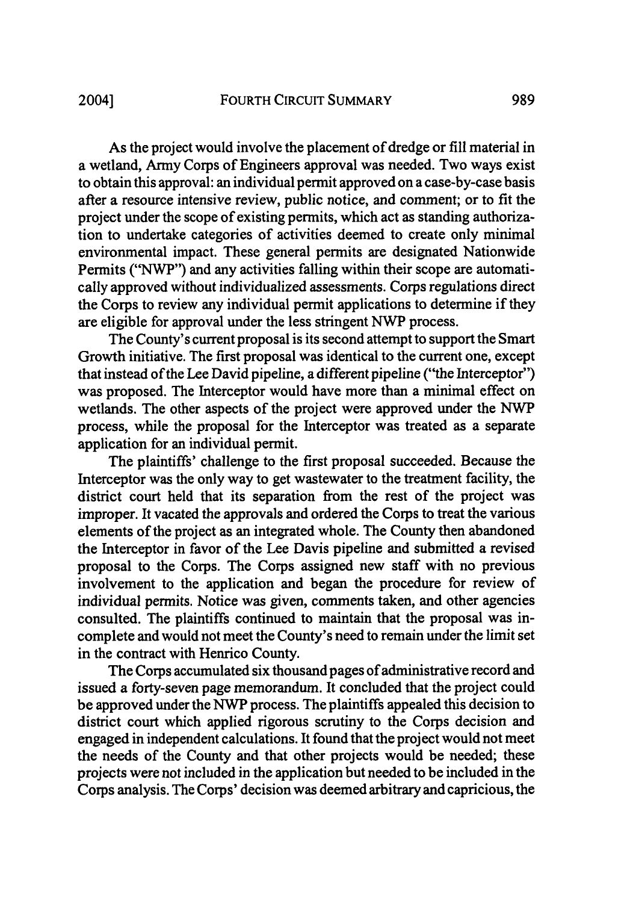As the project would involve the placement of dredge or fill material in a wetland, Army Corps of Engineers approval was needed. Two ways exist to obtain this approval: an individual permit approved on a case-by-case basis after a resource intensive review, public notice, and comment; or to fit the project under the scope of existing permits, which act as standing authorization to undertake categories of activities deemed to create only minimal environmental impact. These general permits are designated Nationwide Permits ("NWP") and any activities falling within their scope are automatically approved without individualized assessments. Corps regulations direct the Corps to review any individual permit applications to determine if they are eligible for approval under the less stringent NWP process.

The County's current proposal is its second attempt to support the Smart Growth initiative. The first proposal was identical to the current one, except that instead of the Lee David pipeline, a different pipeline ("the Interceptor") was proposed. The Interceptor would have more than a minimal effect on wetlands. The other aspects of the project were approved under the NWP process, while the proposal for the Interceptor was treated as a separate application for an individual permit.

The plaintiffs' challenge to the first proposal succeeded. Because the Interceptor was the only way to get wastewater to the treatment facility, the district court held that its separation from the rest of the project was improper. It vacated the approvals and ordered the Corps to treat the various elements of the project as an integrated whole. The County then abandoned the Interceptor in favor of the Lee Davis pipeline and submitted a revised proposal to the Corps. The Corps assigned new staff with no previous involvement to the application and began the procedure for review of individual permits. Notice was given, comments taken, and other agencies consulted. The plaintiffs continued to maintain that the proposal was incomplete and would not meet the County's need to remain under the limit set in the contract with Henrico County.

The Corps accumulated six thousand pages of administrative record and issued a forty-seven page memorandum. It concluded that the project could be approved under the NWP process. The plaintiffs appealed this decision to district court which applied rigorous scrutiny to the Corps decision and engaged in independent calculations. It found that the project would not meet the needs of the County and that other projects would be needed; these projects were not included in the application but needed to be included in the Corps analysis. The Corps' decision was deemed arbitrary and capricious, the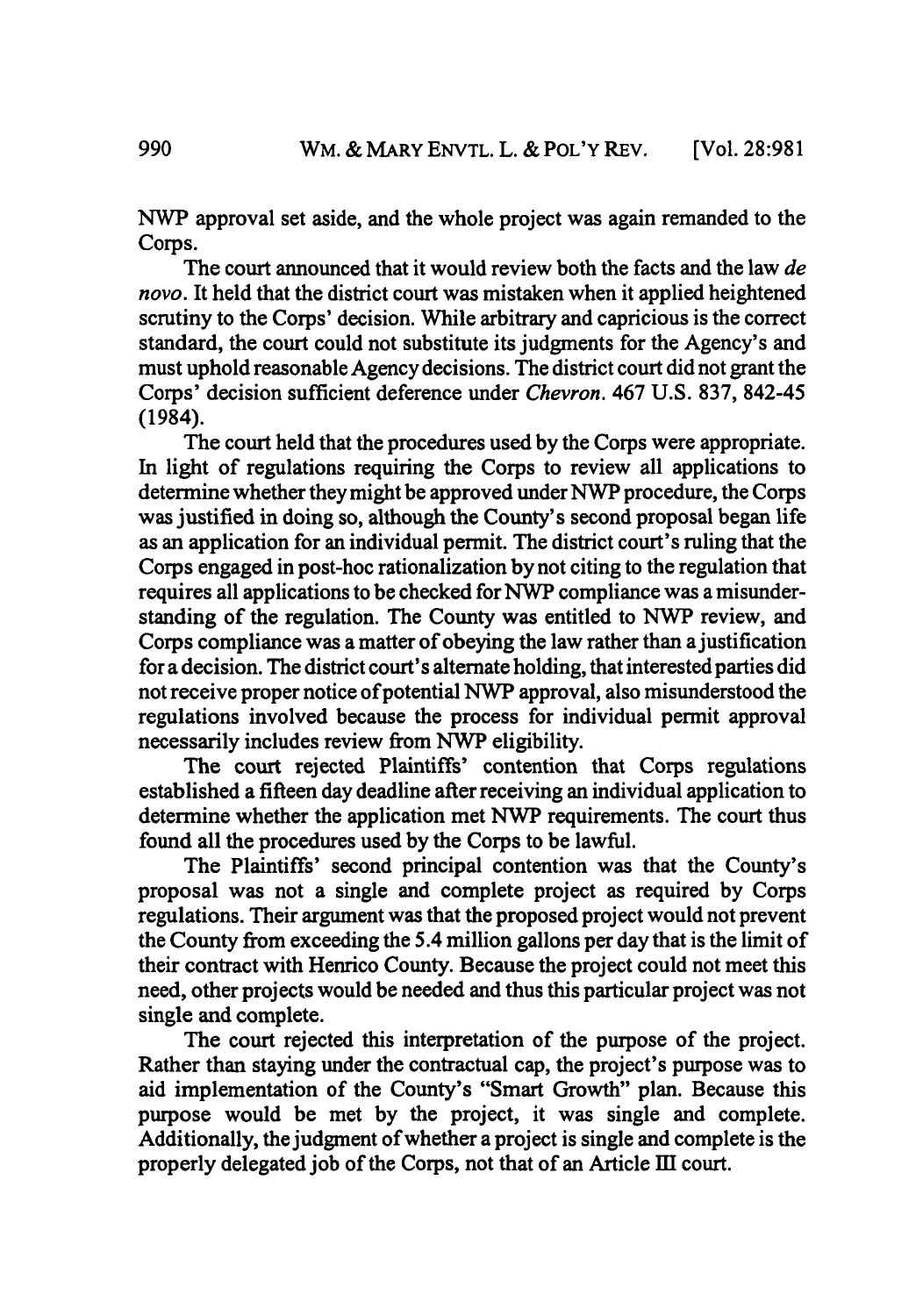NWP approval set aside, and the whole project was again remanded to the Corps.

The court announced that it would review both the facts and the law *de novo*. It held that the district court was mistaken when it applied heightened scrutiny to the Corps' decision. While arbitrary and capricious is the correct standard, the court could not substitute its judgments for the Agency's and must uphold reasonable Agency decisions. The district court did not grant the Corps' decision sufficient deference under *Chevron*. 467 U.S. 837, 842-45 (1984).

The court held that the procedures used by the Corps were appropriate. In light of regulations requiring the Corps to review all applications to determine whether they might be approved under NWP procedure, the Corps was justified in doing so, although the County's second proposal began life as an application for an individual permit. The district court's ruling that the Corps engaged in post-hoc rationalization by not citing to the regulation that requires all applications to be checked for NWP compliance was a misunderstanding of the regulation. The County was entitled to NWP review, and Corps compliance was a matter of obeying the law rather than a justification for a decision. The district court's alternate holding, that interested parties did not receive proper notice of potential NWP approval, also misunderstood the regulations involved because the process for individual permit approval necessarily includes review from NWP eligibility.

The court rejected Plaintiffs' contention that Corps regulations established a fifteen day deadline after receiving an individual application to determine whether the application met NWP requirements. The court thus found all the procedures used by the Corps to be lawful.

The Plaintiffs' second principal contention was that the County's proposal was not a single and complete project as required by Corps regulations. Their argument was that the proposed project would not prevent the County from exceeding the 5.4 million gallons per day that is the limit of their contract with Henrico County. Because the project could not meet this need, other projects would be needed and thus this particular project was not single and complete.

The court rejected this interpretation of the purpose of the project. Rather than staying under the contractual cap, the project's purpose was to aid implementation of the County's "Smart Growth" plan. Because this purpose would be met by the project, it was single and complete. Additionally, the judgment of whether a project is single and complete is the properly delegated job of the Corps, not that of an Article III court.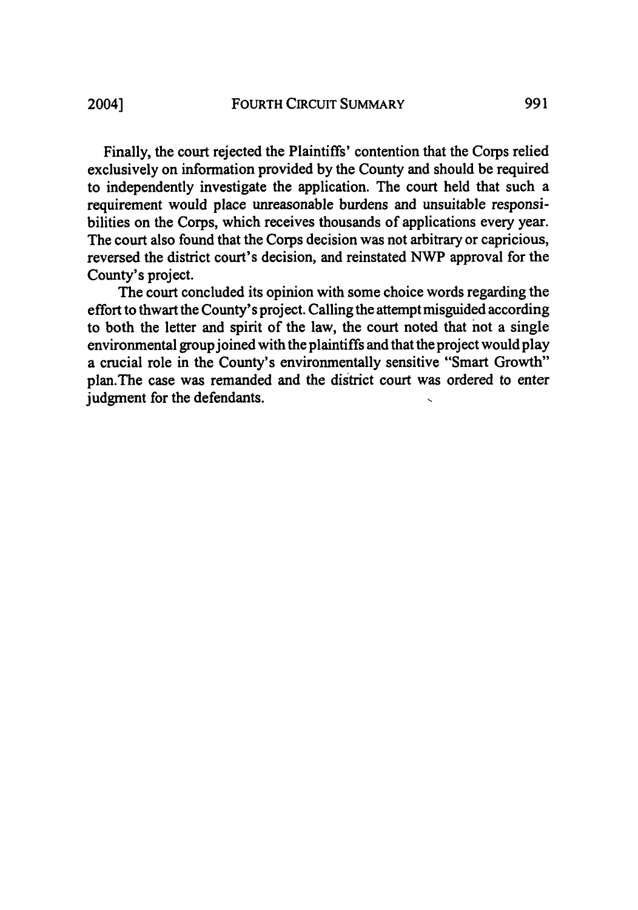Finally, the court rejected the Plaintiffs' contention that the Corps relied exclusively on information provided by the County and should be required to independently investigate the application. The court held that such a requirement would place unreasonable burdens and unsuitable responsibilities on the Corps, which receives thousands of applications every year. The court also found that the Corps decision was not arbitrary or capricious, reversed the district court's decision, and reinstated NWP approval for the County's project.

The court concluded its opinion with some choice words regarding the effort to thwart the County's project. Calling the attempt misguided according to both the letter and spirit of the law, the court noted that not a single environmental group joined with the plaintiffs and that the project would play a crucial role in the County's environmentally sensitive "Smart Growth" plan.The case was remanded and the district court was ordered to enter judgment for the defendants.